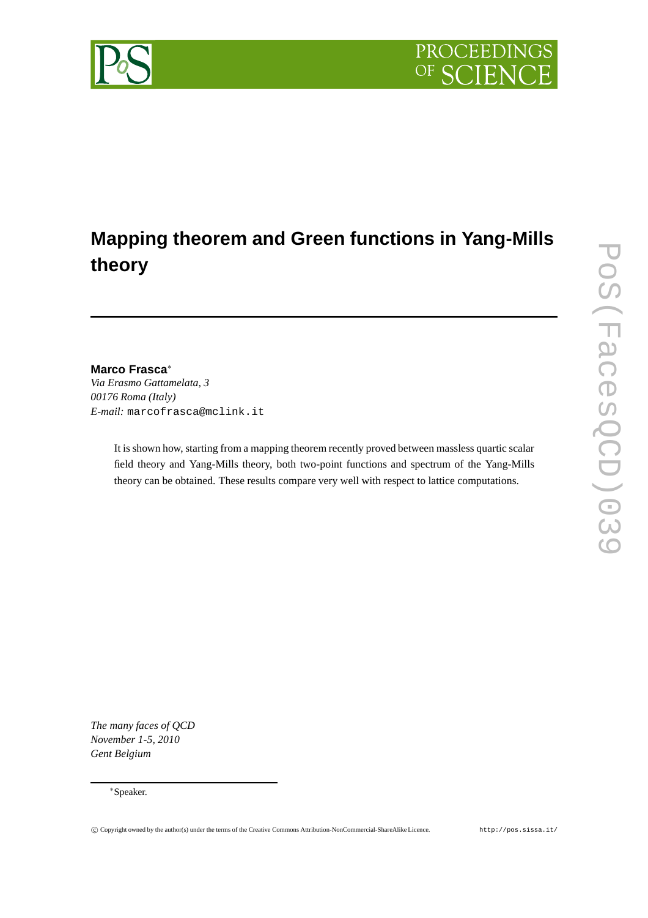# Mapping theorem and Green functions in Yang-Mills theory

**Marco Frasca***
*Via Erasmo Gattamelata, 3*
*00176 Roma (Italy)*
*E-mail:* marcofrasca@mclink.it

It is shown how, starting from a mapping theorem recently proved between massless quartic scalar field theory and Yang-Mills theory, both two-point functions and spectrum of the Yang-Mills theory can be obtained. These results compare very well with respect to lattice computations.

*The many faces of QCD*
*November 1-5, 2010*
*Gent Belgium*

*Speaker.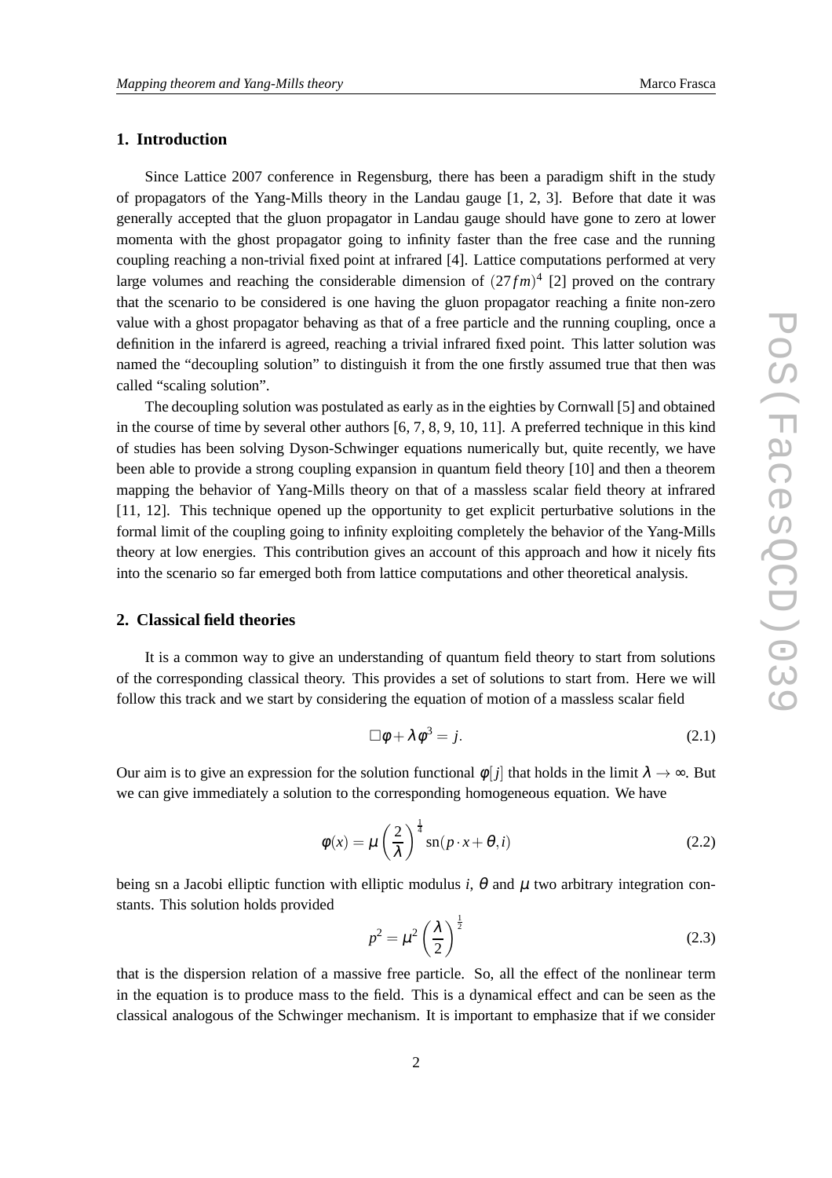## 1. Introduction

Since Lattice 2007 conference in Regensburg, there has been a paradigm shift in the study of propagators of the Yang-Mills theory in the Landau gauge [1, 2, 3]. Before that date it was generally accepted that the gluon propagator in Landau gauge should have gone to zero at lower momenta with the ghost propagator going to infinity faster than the free case and the running coupling reaching a non-trivial fixed point at infrared [4]. Lattice computations performed at very large volumes and reaching the considerable dimension of $(27fm)^4$ [2] proved on the contrary that the scenario to be considered is one having the gluon propagator reaching a finite non-zero value with a ghost propagator behaving as that of a free particle and the running coupling, once a definition in the infarerd is agreed, reaching a trivial infrared fixed point. This latter solution was named the "decoupling solution" to distinguish it from the one firstly assumed true that then was called "scaling solution".

The decoupling solution was postulated as early as in the eighties by Cornwall [5] and obtained in the course of time by several other authors [6, 7, 8, 9, 10, 11]. A preferred technique in this kind of studies has been solving Dyson-Schwinger equations numerically but, quite recently, we have been able to provide a strong coupling expansion in quantum field theory [10] and then a theorem mapping the behavior of Yang-Mills theory on that of a massless scalar field theory at infrared [11, 12]. This technique opened up the opportunity to get explicit perturbative solutions in the formal limit of the coupling going to infinity exploiting completely the behavior of the Yang-Mills theory at low energies. This contribution gives an account of this approach and how it nicely fits into the scenario so far emerged both from lattice computations and other theoretical analysis.

## 2. Classical field theories

It is a common way to give an understanding of quantum field theory to start from solutions of the corresponding classical theory. This provides a set of solutions to start from. Here we will follow this track and we start by considering the equation of motion of a massless scalar field

$$\Box\phi + \lambda\phi^3 = j. \tag{2.1}$$

Our aim is to give an expression for the solution functional $\phi[j]$ that holds in the limit $\lambda \to \infty$. But we can give immediately a solution to the corresponding homogeneous equation. We have

$$\phi(x) = \mu\left(\frac{2}{\lambda}\right)^{\frac{1}{4}} \mathrm{sn}(p \cdot x + \theta, i) \tag{2.2}$$

being sn a Jacobi elliptic function with elliptic modulus $i$, $\theta$ and $\mu$ two arbitrary integration constants. This solution holds provided

$$p^2 = \mu^2\left(\frac{\lambda}{2}\right)^{\frac{1}{2}} \tag{2.3}$$

that is the dispersion relation of a massive free particle. So, all the effect of the nonlinear term in the equation is to produce mass to the field. This is a dynamical effect and can be seen as the classical analogous of the Schwinger mechanism. It is important to emphasize that if we consider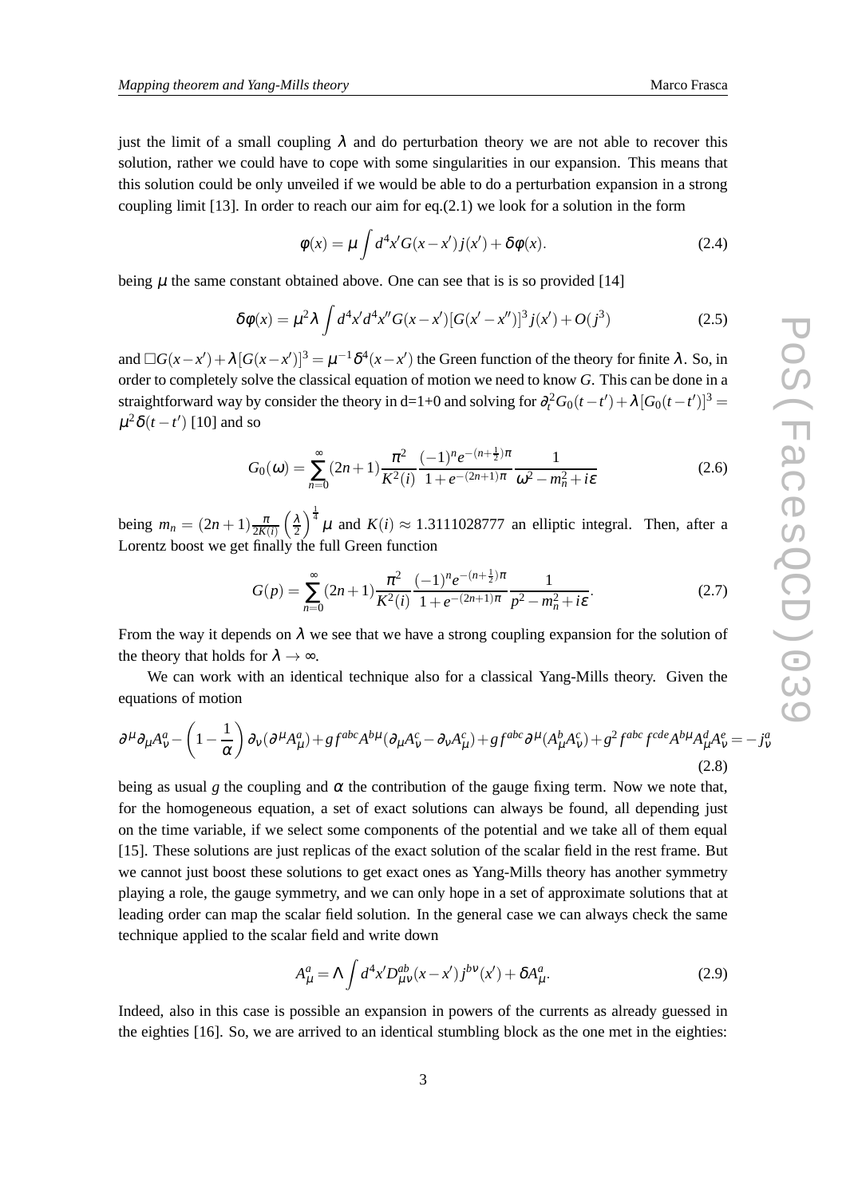just the limit of a small coupling $\lambda$ and do perturbation theory we are not able to recover this solution, rather we could have to cope with some singularities in our expansion. This means that this solution could be only unveiled if we would be able to do a perturbation expansion in a strong coupling limit [13]. In order to reach our aim for eq.(2.1) we look for a solution in the form

$$\phi(x) = \mu \int d^4x' G(x-x') j(x') + \delta\phi(x). \tag{2.4}$$

being $\mu$ the same constant obtained above. One can see that is is so provided [14]

$$\delta\phi(x) = \mu^2 \lambda \int d^4x' d^4x'' G(x-x')[G(x'-x'')]^3 j(x') + O(j^3) \tag{2.5}$$

and $\Box G(x-x') + \lambda [G(x-x')]^3 = \mu^{-1}\delta^4(x-x')$ the Green function of the theory for finite $\lambda$. So, in order to completely solve the classical equation of motion we need to know $G$. This can be done in a straightforward way by consider the theory in d=1+0 and solving for $\partial_t^2 G_0(t-t') + \lambda [G_0(t-t')]^3 = \mu^2 \delta(t-t')$ [10] and so

$$G_0(\omega) = \sum_{n=0}^{\infty} (2n+1) \frac{\pi^2}{K^2(i)} \frac{(-1)^n e^{-(n+\frac{1}{2})\pi}}{1+e^{-(2n+1)\pi}} \frac{1}{\omega^2 - m_n^2 + i\epsilon} \tag{2.6}$$

being $m_n = (2n+1)\frac{\pi}{2K(i)}\left(\frac{\lambda}{2}\right)^{\frac{1}{4}} \mu$ and $K(i) \approx 1.3111028777$ an elliptic integral. Then, after a Lorentz boost we get finally the full Green function

$$G(p) = \sum_{n=0}^{\infty} (2n+1) \frac{\pi^2}{K^2(i)} \frac{(-1)^n e^{-(n+\frac{1}{2})\pi}}{1+e^{-(2n+1)\pi}} \frac{1}{p^2 - m_n^2 + i\epsilon}. \tag{2.7}$$

From the way it depends on $\lambda$ we see that we have a strong coupling expansion for the solution of the theory that holds for $\lambda \to \infty$.

We can work with an identical technique also for a classical Yang-Mills theory. Given the equations of motion

$$\partial^\mu \partial_\mu A^a_\nu - \left(1 - \frac{1}{\alpha}\right) \partial_\nu (\partial^\mu A^a_\mu) + g f^{abc} A^{b\mu} (\partial_\mu A^c_\nu - \partial_\nu A^c_\mu) + g f^{abc} \partial^\mu (A^b_\mu A^c_\nu) + g^2 f^{abc} f^{cde} A^{b\mu} A^d_\mu A^e_\nu = -j^a_\nu \tag{2.8}$$

being as usual $g$ the coupling and $\alpha$ the contribution of the gauge fixing term. Now we note that, for the homogeneous equation, a set of exact solutions can always be found, all depending just on the time variable, if we select some components of the potential and we take all of them equal [15]. These solutions are just replicas of the exact solution of the scalar field in the rest frame. But we cannot just boost these solutions to get exact ones as Yang-Mills theory has another symmetry playing a role, the gauge symmetry, and we can only hope in a set of approximate solutions that at leading order can map the scalar field solution. In the general case we can always check the same technique applied to the scalar field and write down

$$A^a_\mu = \Lambda \int d^4x' D^{ab}_{\mu\nu}(x-x') j^{b\nu}(x') + \delta A^a_\mu. \tag{2.9}$$

Indeed, also in this case is possible an expansion in powers of the currents as already guessed in the eighties [16]. So, we are arrived to an identical stumbling block as the one met in the eighties: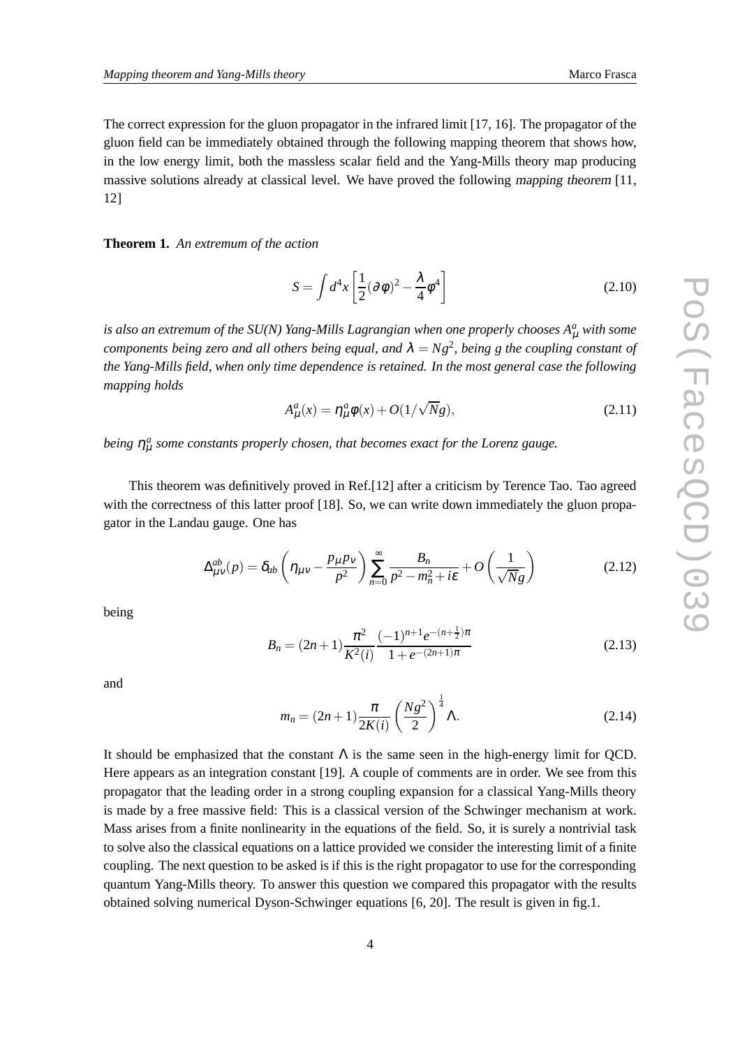The correct expression for the gluon propagator in the infrared limit [17, 16]. The propagator of the gluon field can be immediately obtained through the following mapping theorem that shows how, in the low energy limit, both the massless scalar field and the Yang-Mills theory map producing massive solutions already at classical level. We have proved the following *mapping theorem* [11, 12]

**Theorem 1.** *An extremum of the action*

$$S = \int d^4x \left[\frac{1}{2}(\partial\phi)^2 - \frac{\lambda}{4}\phi^4\right] \tag{2.10}$$

*is also an extremum of the SU(N) Yang-Mills Lagrangian when one properly chooses $A^a_\mu$ with some components being zero and all others being equal, and $\lambda = Ng^2$, being g the coupling constant of the Yang-Mills field, when only time dependence is retained. In the most general case the following mapping holds*

$$A^a_\mu(x) = \eta^a_\mu \phi(x) + O(1/\sqrt{N}g), \tag{2.11}$$

*being $\eta^a_\mu$ some constants properly chosen, that becomes exact for the Lorenz gauge.*

This theorem was definitively proved in Ref.[12] after a criticism by Terence Tao. Tao agreed with the correctness of this latter proof [18]. So, we can write down immediately the gluon propagator in the Landau gauge. One has

$$\Delta^{ab}_{\mu\nu}(p) = \delta_{ab}\left(\eta_{\mu\nu} - \frac{p_\mu p_\nu}{p^2}\right)\sum_{n=0}^{\infty}\frac{B_n}{p^2 - m_n^2 + i\epsilon} + O\left(\frac{1}{\sqrt{N}g}\right) \tag{2.12}$$

being

$$B_n = (2n+1)\frac{\pi^2}{K^2(i)}\frac{(-1)^{n+1}e^{-(n+\frac{1}{2})\pi}}{1+e^{-(2n+1)\pi}} \tag{2.13}$$

and

$$m_n = (2n+1)\frac{\pi}{2K(i)}\left(\frac{Ng^2}{2}\right)^{\frac{1}{4}}\Lambda. \tag{2.14}$$

It should be emphasized that the constant $\Lambda$ is the same seen in the high-energy limit for QCD. Here appears as an integration constant [19]. A couple of comments are in order. We see from this propagator that the leading order in a strong coupling expansion for a classical Yang-Mills theory is made by a free massive field: This is a classical version of the Schwinger mechanism at work. Mass arises from a finite nonlinearity in the equations of the field. So, it is surely a nontrivial task to solve also the classical equations on a lattice provided we consider the interesting limit of a finite coupling. The next question to be asked is if this is the right propagator to use for the corresponding quantum Yang-Mills theory. To answer this question we compared this propagator with the results obtained solving numerical Dyson-Schwinger equations [6, 20]. The result is given in fig.1.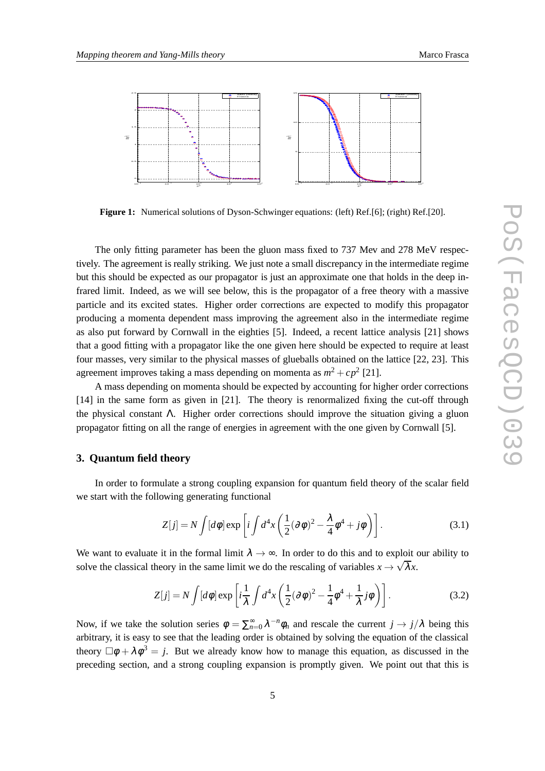**Figure 1:** Numerical solutions of Dyson-Schwinger equations: (left) Ref.[6]; (right) Ref.[20].

The only fitting parameter has been the gluon mass fixed to 737 Mev and 278 MeV respectively. The agreement is really striking. We just note a small discrepancy in the intermediate regime but this should be expected as our propagator is just an approximate one that holds in the deep infrared limit. Indeed, as we will see below, this is the propagator of a free theory with a massive particle and its excited states. Higher order corrections are expected to modify this propagator producing a momenta dependent mass improving the agreement also in the intermediate regime as also put forward by Cornwall in the eighties [5]. Indeed, a recent lattice analysis [21] shows that a good fitting with a propagator like the one given here should be expected to require at least four masses, very similar to the physical masses of glueballs obtained on the lattice [22, 23]. This agreement improves taking a mass depending on momenta as $m^2 + cp^2$ [21].

A mass depending on momenta should be expected by accounting for higher order corrections [14] in the same form as given in [21]. The theory is renormalized fixing the cut-off through the physical constant $\Lambda$. Higher order corrections should improve the situation giving a gluon propagator fitting on all the range of energies in agreement with the one given by Cornwall [5].

## 3. Quantum field theory

In order to formulate a strong coupling expansion for quantum field theory of the scalar field we start with the following generating functional

$$Z[j] = N\int[d\phi]\exp\left[i\int d^4x\left(\frac{1}{2}(\partial\phi)^2 - \frac{\lambda}{4}\phi^4 + j\phi\right)\right]. \tag{3.1}$$

We want to evaluate it in the formal limit $\lambda \to \infty$. In order to do this and to exploit our ability to solve the classical theory in the same limit we do the rescaling of variables $x \to \sqrt{\lambda}x$.

$$Z[j] = N\int[d\phi]\exp\left[i\frac{1}{\lambda}\int d^4x\left(\frac{1}{2}(\partial\phi)^2 - \frac{1}{4}\phi^4 + \frac{1}{\lambda}j\phi\right)\right]. \tag{3.2}$$

Now, if we take the solution series $\phi = \sum_{n=0}^{\infty}\lambda^{-n}\phi_n$ and rescale the current $j \to j/\lambda$ being this arbitrary, it is easy to see that the leading order is obtained by solving the equation of the classical theory $\Box\phi + \lambda\phi^3 = j$. But we already know how to manage this equation, as discussed in the preceding section, and a strong coupling expansion is promptly given. We point out that this is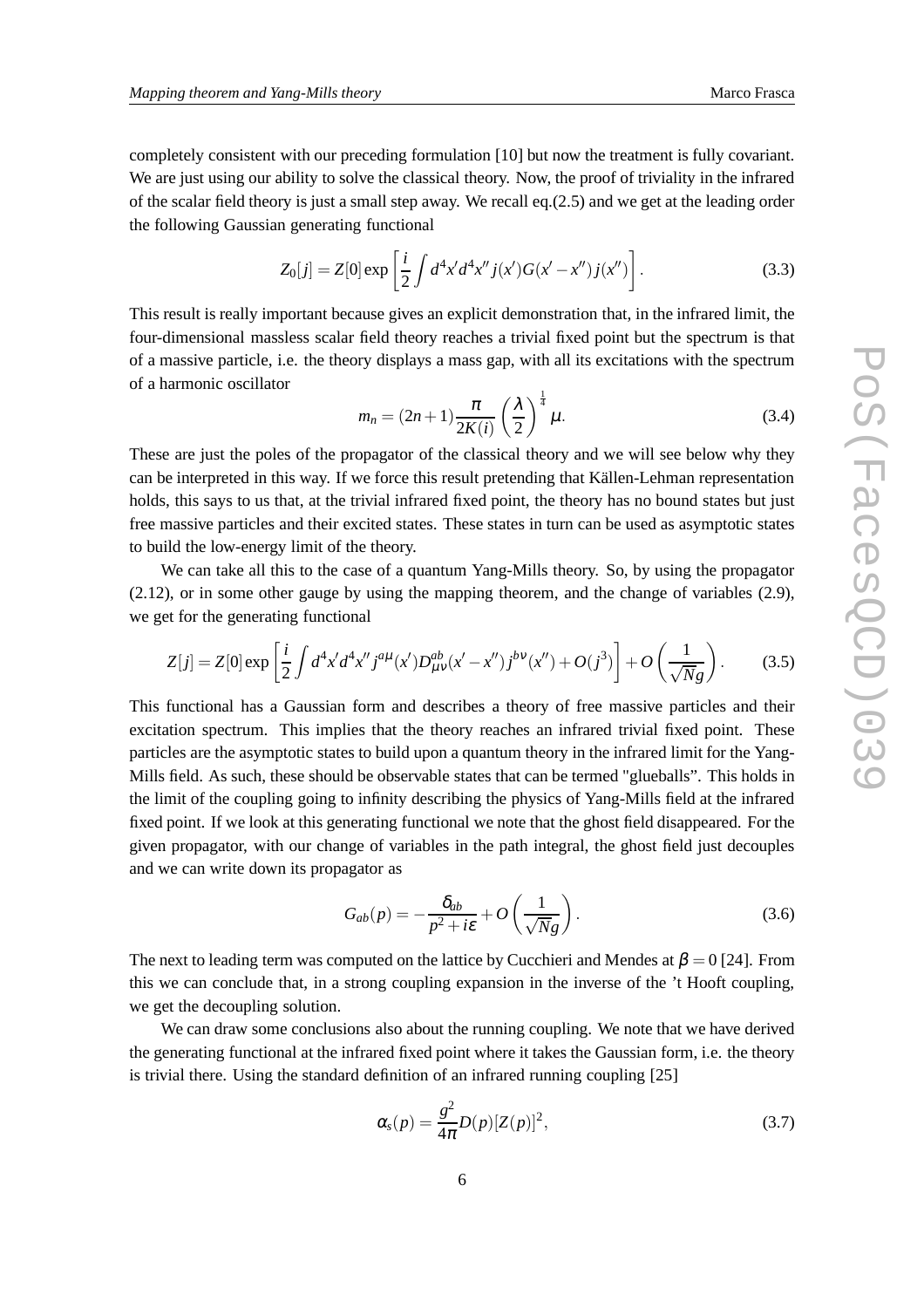completely consistent with our preceding formulation [10] but now the treatment is fully covariant. We are just using our ability to solve the classical theory. Now, the proof of triviality in the infrared of the scalar field theory is just a small step away. We recall eq.(2.5) and we get at the leading order the following Gaussian generating functional

$$Z_0[j] = Z[0]\exp\left[\frac{i}{2}\int d^4x' d^4x'' j(x')G(x'-x'')j(x'')\right]. \tag{3.3}$$

This result is really important because gives an explicit demonstration that, in the infrared limit, the four-dimensional massless scalar field theory reaches a trivial fixed point but the spectrum is that of a massive particle, i.e. the theory displays a mass gap, with all its excitations with the spectrum of a harmonic oscillator

$$m_n = (2n+1)\frac{\pi}{2K(i)}\left(\frac{\lambda}{2}\right)^{\frac{1}{4}}\mu. \tag{3.4}$$

These are just the poles of the propagator of the classical theory and we will see below why they can be interpreted in this way. If we force this result pretending that Källen-Lehman representation holds, this says to us that, at the trivial infrared fixed point, the theory has no bound states but just free massive particles and their excited states. These states in turn can be used as asymptotic states to build the low-energy limit of the theory.

We can take all this to the case of a quantum Yang-Mills theory. So, by using the propagator (2.12), or in some other gauge by using the mapping theorem, and the change of variables (2.9), we get for the generating functional

$$Z[j] = Z[0]\exp\left[\frac{i}{2}\int d^4x' d^4x'' j^{a\mu}(x')D^{ab}_{\mu\nu}(x'-x'')j^{b\nu}(x'') + O(j^3)\right] + O\left(\frac{1}{\sqrt{N}g}\right). \tag{3.5}$$

This functional has a Gaussian form and describes a theory of free massive particles and their excitation spectrum. This implies that the theory reaches an infrared trivial fixed point. These particles are the asymptotic states to build upon a quantum theory in the infrared limit for the Yang-Mills field. As such, these should be observable states that can be termed "glueballs". This holds in the limit of the coupling going to infinity describing the physics of Yang-Mills field at the infrared fixed point. If we look at this generating functional we note that the ghost field disappeared. For the given propagator, with our change of variables in the path integral, the ghost field just decouples and we can write down its propagator as

$$G_{ab}(p) = -\frac{\delta_{ab}}{p^2+i\epsilon} + O\left(\frac{1}{\sqrt{N}g}\right). \tag{3.6}$$

The next to leading term was computed on the lattice by Cucchieri and Mendes at $\beta = 0$ [24]. From this we can conclude that, in a strong coupling expansion in the inverse of the 't Hooft coupling, we get the decoupling solution.

We can draw some conclusions also about the running coupling. We note that we have derived the generating functional at the infrared fixed point where it takes the Gaussian form, i.e. the theory is trivial there. Using the standard definition of an infrared running coupling [25]

$$\alpha_s(p) = \frac{g^2}{4\pi}D(p)[Z(p)]^2, \tag{3.7}$$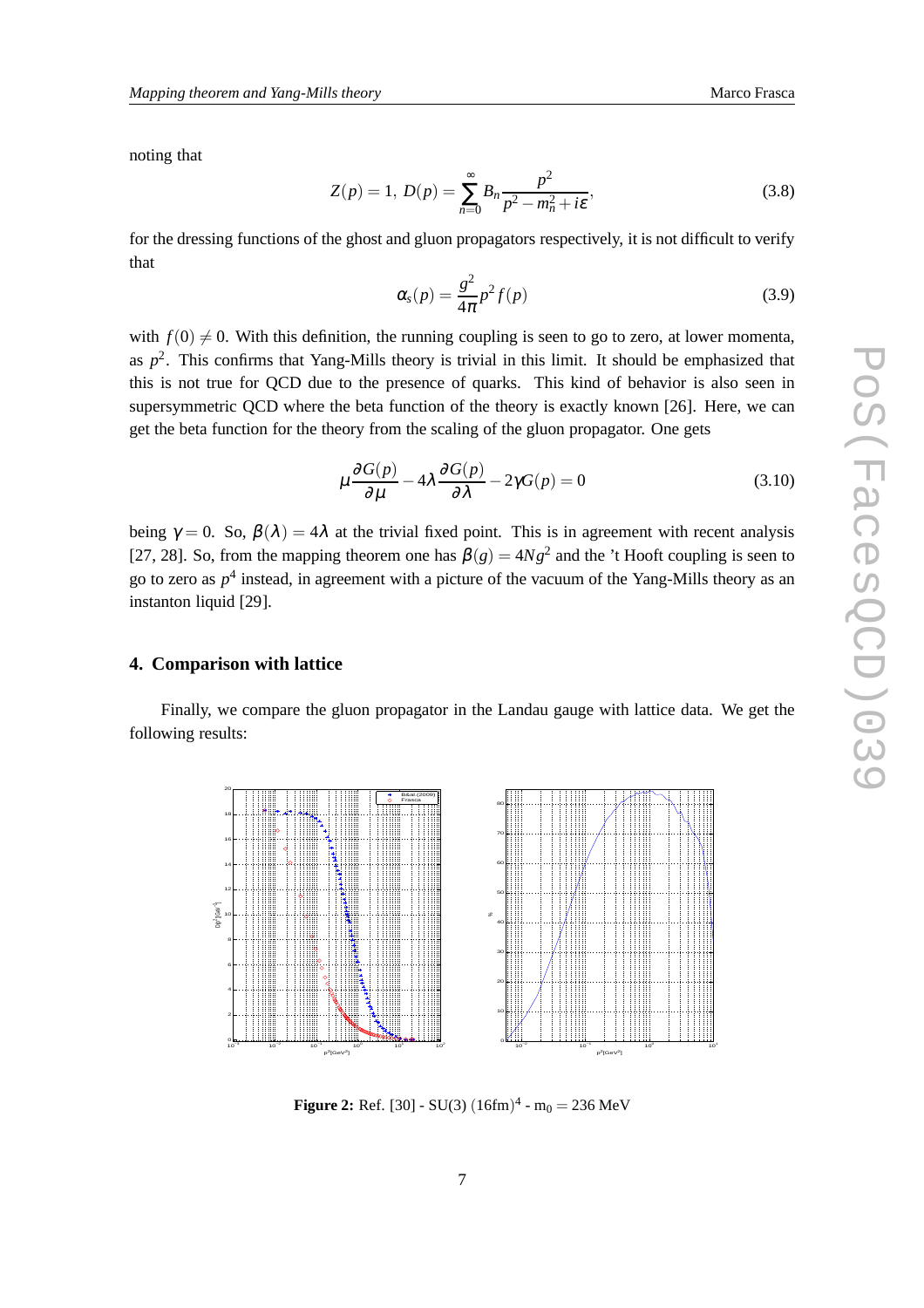noting that

$$Z(p) = 1,\ D(p) = \sum_{n=0}^{\infty} B_n \frac{p^2}{p^2 - m_n^2 + i\varepsilon}, \tag{3.8}$$

for the dressing functions of the ghost and gluon propagators respectively, it is not difficult to verify that

$$\alpha_s(p) = \frac{g^2}{4\pi} p^2 f(p) \tag{3.9}$$

with $f(0) \neq 0$. With this definition, the running coupling is seen to go to zero, at lower momenta, as $p^2$. This confirms that Yang-Mills theory is trivial in this limit. It should be emphasized that this is not true for QCD due to the presence of quarks. This kind of behavior is also seen in supersymmetric QCD where the beta function of the theory is exactly known [26]. Here, we can get the beta function for the theory from the scaling of the gluon propagator. One gets

$$\mu \frac{\partial G(p)}{\partial \mu} - 4\lambda \frac{\partial G(p)}{\partial \lambda} - 2\gamma G(p) = 0 \tag{3.10}$$

being $\gamma = 0$. So, $\beta(\lambda) = 4\lambda$ at the trivial fixed point. This is in agreement with recent analysis [27, 28]. So, from the mapping theorem one has $\beta(g) = 4Ng^2$ and the 't Hooft coupling is seen to go to zero as $p^4$ instead, in agreement with a picture of the vacuum of the Yang-Mills theory as an instanton liquid [29].

## 4. Comparison with lattice

Finally, we compare the gluon propagator in the Landau gauge with lattice data. We get the following results:

**Figure 2:** Ref. [30] - SU(3) $(16\text{fm})^4$ - $\text{m}_0 = 236$ MeV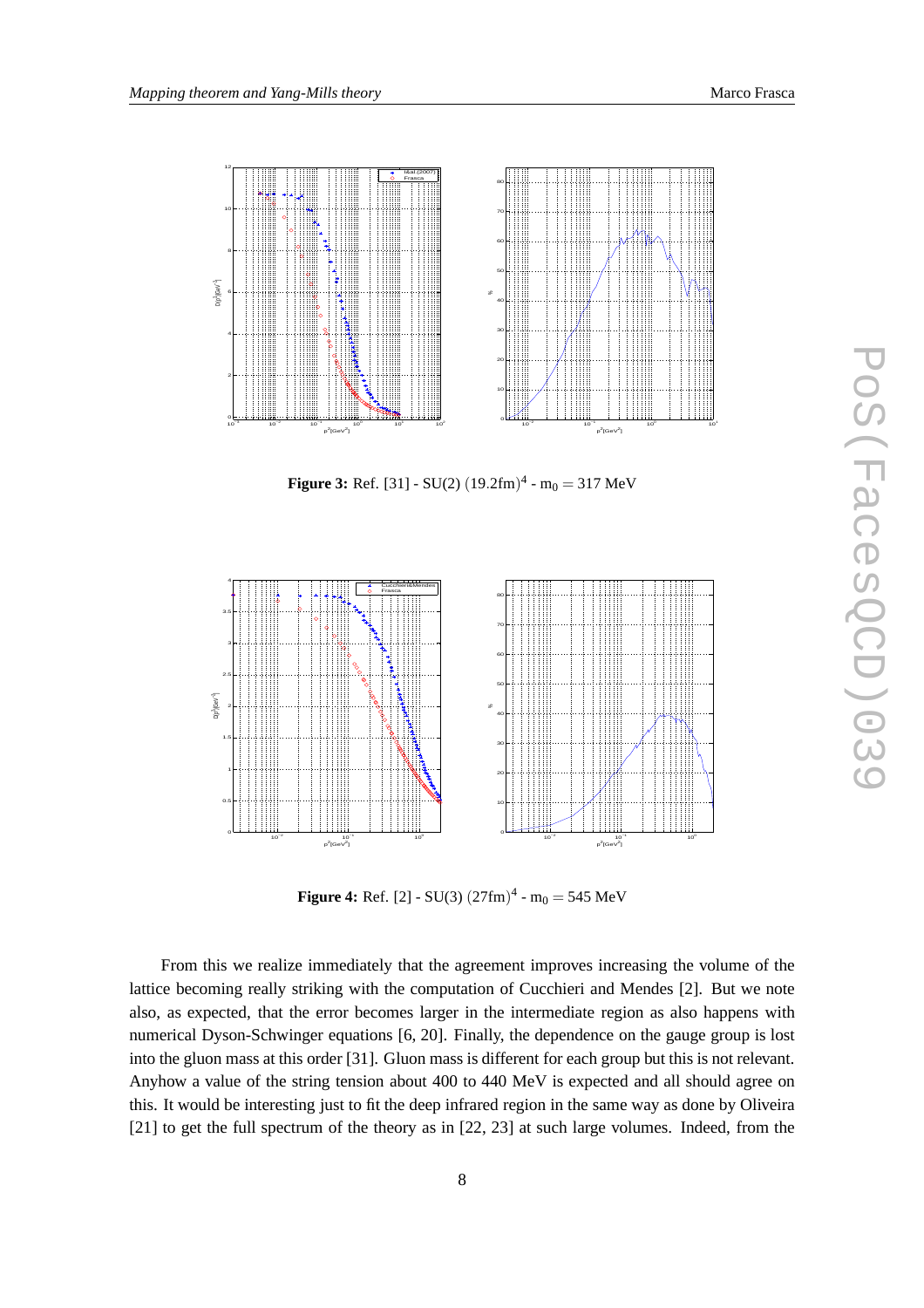**Figure 3:** Ref. [31] - SU(2) $(19.2\text{fm})^4$ - $\text{m}_0 = 317$ MeV

**Figure 4:** Ref. [2] - SU(3) $(27\text{fm})^4$ - $\text{m}_0 = 545$ MeV

From this we realize immediately that the agreement improves increasing the volume of the lattice becoming really striking with the computation of Cucchieri and Mendes [2]. But we note also, as expected, that the error becomes larger in the intermediate region as also happens with numerical Dyson-Schwinger equations [6, 20]. Finally, the dependence on the gauge group is lost into the gluon mass at this order [31]. Gluon mass is different for each group but this is not relevant. Anyhow a value of the string tension about 400 to 440 MeV is expected and all should agree on this. It would be interesting just to fit the deep infrared region in the same way as done by Oliveira [21] to get the full spectrum of the theory as in [22, 23] at such large volumes. Indeed, from the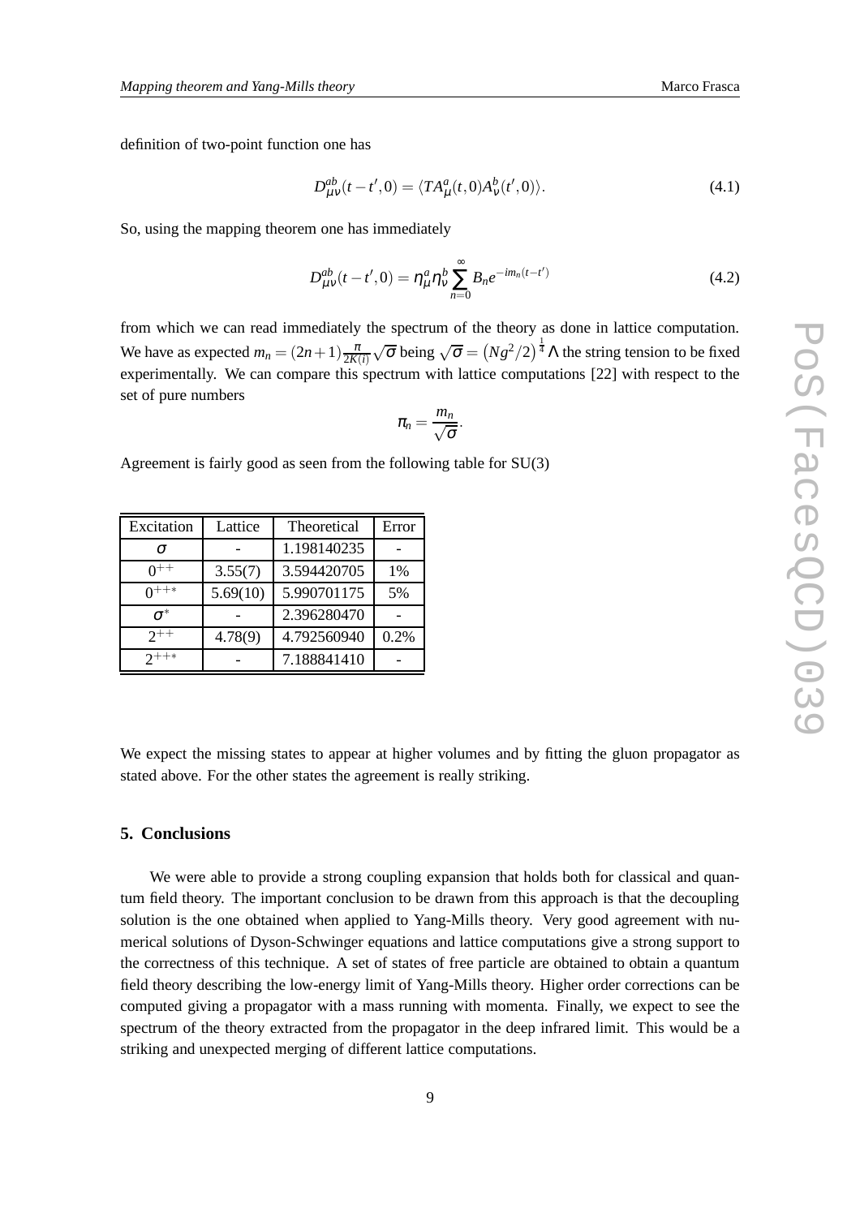definition of two-point function one has

$$D_{\mu\nu}^{ab}(t-t',0) = \langle TA_\mu^a(t,0)A_\nu^b(t',0)\rangle. \tag{4.1}$$

So, using the mapping theorem one has immediately

$$D_{\mu\nu}^{ab}(t-t',0) = \eta_\mu^a \eta_\nu^b \sum_{n=0}^{\infty} B_n e^{-im_n(t-t')} \tag{4.2}$$

from which we can read immediately the spectrum of the theory as done in lattice computation. We have as expected $m_n = (2n+1)\frac{\pi}{2K(i)}\sqrt{\sigma}$ being $\sqrt{\sigma} = \left(Ng^2/2\right)^{\frac{1}{4}}\Lambda$ the string tension to be fixed experimentally. We can compare this spectrum with lattice computations [22] with respect to the set of pure numbers

$$\pi_n = \frac{m_n}{\sqrt{\sigma}}.$$

Agreement is fairly good as seen from the following table for SU(3)

| Excitation | Lattice | Theoretical | Error |
|---|---|---|---|
| $\sigma$ | - | 1.198140235 | - |
| $0^{++}$ | 3.55(7) | 3.594420705 | 1% |
| $0^{++*}$ | 5.69(10) | 5.990701175 | 5% |
| $\sigma^*$ | - | 2.396280470 | - |
| $2^{++}$ | 4.78(9) | 4.792560940 | 0.2% |
| $2^{++*}$ | - | 7.188841410 | - |

We expect the missing states to appear at higher volumes and by fitting the gluon propagator as stated above. For the other states the agreement is really striking.

## 5. Conclusions

We were able to provide a strong coupling expansion that holds both for classical and quantum field theory. The important conclusion to be drawn from this approach is that the decoupling solution is the one obtained when applied to Yang-Mills theory. Very good agreement with numerical solutions of Dyson-Schwinger equations and lattice computations give a strong support to the correctness of this technique. A set of states of free particle are obtained to obtain a quantum field theory describing the low-energy limit of Yang-Mills theory. Higher order corrections can be computed giving a propagator with a mass running with momenta. Finally, we expect to see the spectrum of the theory extracted from the propagator in the deep infrared limit. This would be a striking and unexpected merging of different lattice computations.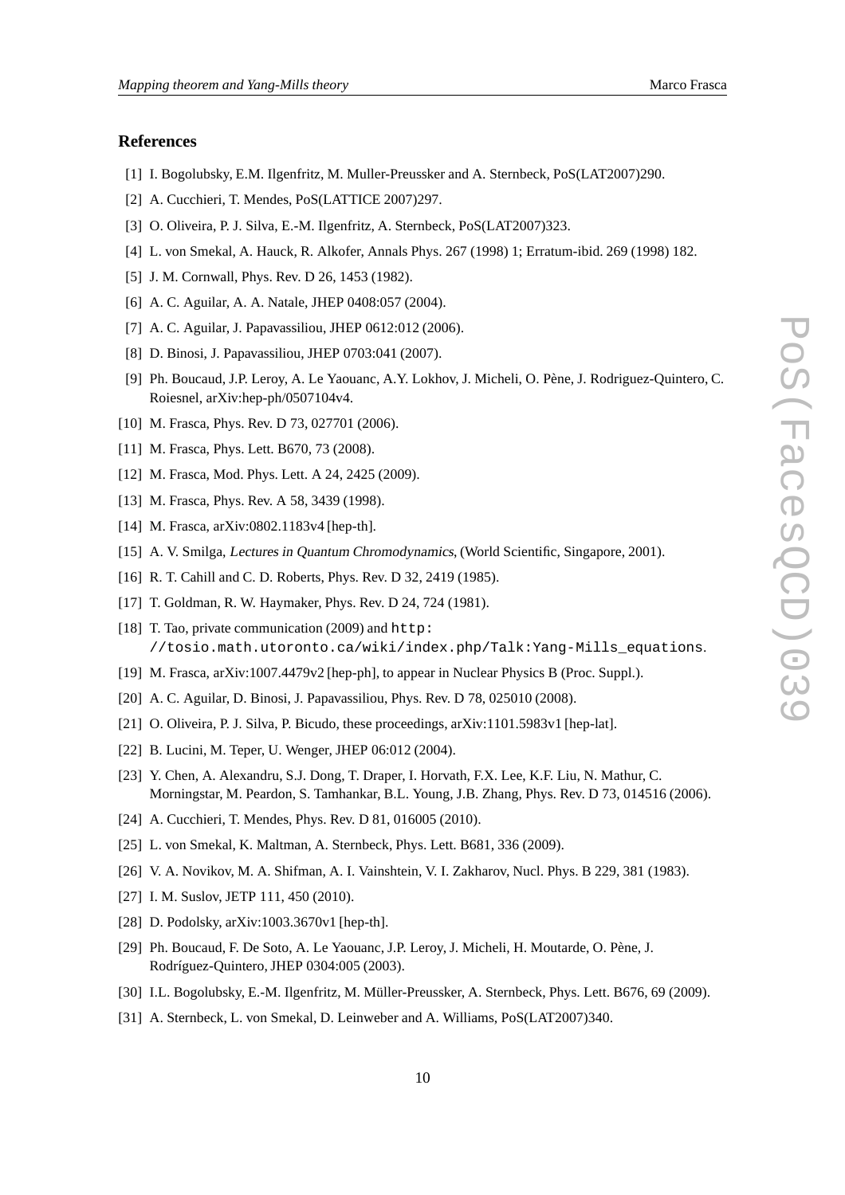## References

[1] I. Bogolubsky, E.M. Ilgenfritz, M. Muller-Preussker and A. Sternbeck, PoS(LAT2007)290.

[2] A. Cucchieri, T. Mendes, PoS(LATTICE 2007)297.

[3] O. Oliveira, P. J. Silva, E.-M. Ilgenfritz, A. Sternbeck, PoS(LAT2007)323.

[4] L. von Smekal, A. Hauck, R. Alkofer, Annals Phys. 267 (1998) 1; Erratum-ibid. 269 (1998) 182.

[5] J. M. Cornwall, Phys. Rev. D 26, 1453 (1982).

[6] A. C. Aguilar, A. A. Natale, JHEP 0408:057 (2004).

[7] A. C. Aguilar, J. Papavassiliou, JHEP 0612:012 (2006).

[8] D. Binosi, J. Papavassiliou, JHEP 0703:041 (2007).

[9] Ph. Boucaud, J.P. Leroy, A. Le Yaouanc, A.Y. Lokhov, J. Micheli, O. Pène, J. Rodriguez-Quintero, C. Roiesnel, arXiv:hep-ph/0507104v4.

[10] M. Frasca, Phys. Rev. D 73, 027701 (2006).

[11] M. Frasca, Phys. Lett. B670, 73 (2008).

[12] M. Frasca, Mod. Phys. Lett. A 24, 2425 (2009).

[13] M. Frasca, Phys. Rev. A 58, 3439 (1998).

[14] M. Frasca, arXiv:0802.1183v4 [hep-th].

[15] A. V. Smilga, *Lectures in Quantum Chromodynamics*, (World Scientific, Singapore, 2001).

[16] R. T. Cahill and C. D. Roberts, Phys. Rev. D 32, 2419 (1985).

[17] T. Goldman, R. W. Haymaker, Phys. Rev. D 24, 724 (1981).

[18] T. Tao, private communication (2009) and `http://tosio.math.utoronto.ca/wiki/index.php/Talk:Yang-Mills_equations`.

[19] M. Frasca, arXiv:1007.4479v2 [hep-ph], to appear in Nuclear Physics B (Proc. Suppl.).

[20] A. C. Aguilar, D. Binosi, J. Papavassiliou, Phys. Rev. D 78, 025010 (2008).

[21] O. Oliveira, P. J. Silva, P. Bicudo, these proceedings, arXiv:1101.5983v1 [hep-lat].

[22] B. Lucini, M. Teper, U. Wenger, JHEP 06:012 (2004).

[23] Y. Chen, A. Alexandru, S.J. Dong, T. Draper, I. Horvath, F.X. Lee, K.F. Liu, N. Mathur, C. Morningstar, M. Peardon, S. Tamhankar, B.L. Young, J.B. Zhang, Phys. Rev. D 73, 014516 (2006).

[24] A. Cucchieri, T. Mendes, Phys. Rev. D 81, 016005 (2010).

[25] L. von Smekal, K. Maltman, A. Sternbeck, Phys. Lett. B681, 336 (2009).

[26] V. A. Novikov, M. A. Shifman, A. I. Vainshtein, V. I. Zakharov, Nucl. Phys. B 229, 381 (1983).

[27] I. M. Suslov, JETP 111, 450 (2010).

[28] D. Podolsky, arXiv:1003.3670v1 [hep-th].

[29] Ph. Boucaud, F. De Soto, A. Le Yaouanc, J.P. Leroy, J. Micheli, H. Moutarde, O. Pène, J. Rodríguez-Quintero, JHEP 0304:005 (2003).

[30] I.L. Bogolubsky, E.-M. Ilgenfritz, M. Müller-Preussker, A. Sternbeck, Phys. Lett. B676, 69 (2009).

[31] A. Sternbeck, L. von Smekal, D. Leinweber and A. Williams, PoS(LAT2007)340.